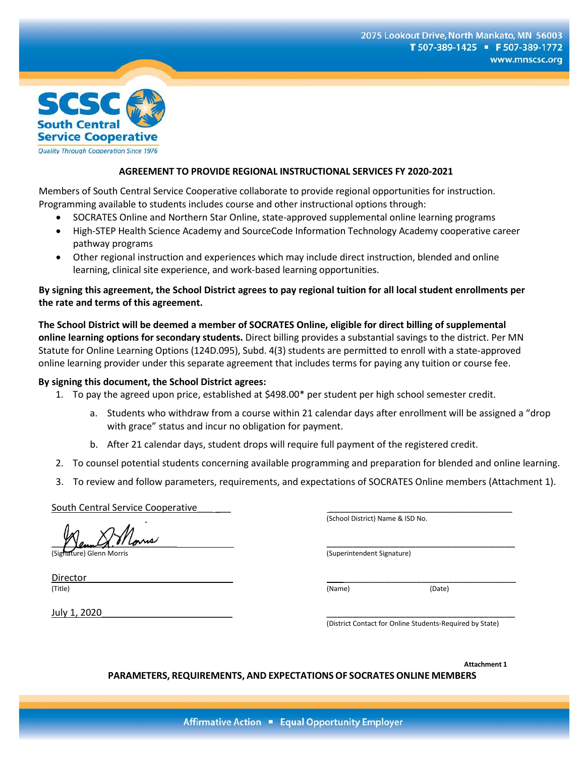2075 Lookout Drive, North Mankato, MN 56003
T 507-389-1425 ▪ F 507-389-1772
www.mnscsc.org

**SCSC South Central Service Cooperative**
*Quality Through Cooperation Since 1976*

## AGREEMENT TO PROVIDE REGIONAL INSTRUCTIONAL SERVICES FY 2020-2021

Members of South Central Service Cooperative collaborate to provide regional opportunities for instruction. Programming available to students includes course and other instructional options through:

- SOCRATES Online and Northern Star Online, state-approved supplemental online learning programs
- High-STEP Health Science Academy and SourceCode Information Technology Academy cooperative career pathway programs
- Other regional instruction and experiences which may include direct instruction, blended and online learning, clinical site experience, and work-based learning opportunities.

**By signing this agreement, the School District agrees to pay regional tuition for all local student enrollments per the rate and terms of this agreement.**

**The School District will be deemed a member of SOCRATES Online, eligible for direct billing of supplemental online learning options for secondary students.** Direct billing provides a substantial savings to the district. Per MN Statute for Online Learning Options (124D.095), Subd. 4(3) students are permitted to enroll with a state-approved online learning provider under this separate agreement that includes terms for paying any tuition or course fee.

**By signing this document, the School District agrees:**

1. To pay the agreed upon price, established at $498.00* per student per high school semester credit.
   a. Students who withdraw from a course within 21 calendar days after enrollment will be assigned a "drop with grace" status and incur no obligation for payment.
   b. After 21 calendar days, student drops will require full payment of the registered credit.
2. To counsel potential students concerning available programming and preparation for blended and online learning.
3. To review and follow parameters, requirements, and expectations of SOCRATES Online members (Attachment 1).

| | |
|---|---|
| South Central Service Cooperative | ______________________ (School District) Name & ISD No. |
| [Signature] (Signature) Glenn Morris | ______________________ (Superintendent Signature) |
| Director (Title) | ______________________ (Name) (Date) |
| July 1, 2020 | ______________________ (District Contact for Online Students-Required by State) |

**Attachment 1**

**PARAMETERS, REQUIREMENTS, AND EXPECTATIONS OF SOCRATES ONLINE MEMBERS**

Affirmative Action ▪ Equal Opportunity Employer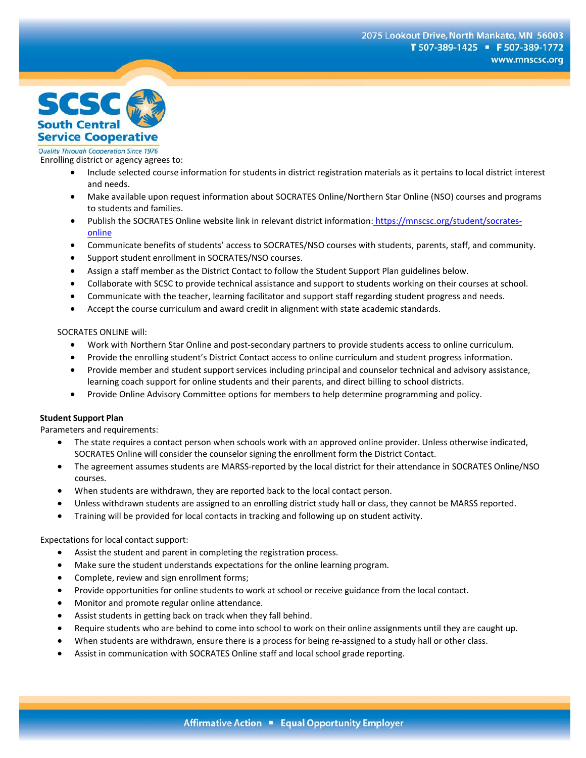Enrolling district or agency agrees to:

- Include selected course information for students in district registration materials as it pertains to local district interest and needs.
- Make available upon request information about SOCRATES Online/Northern Star Online (NSO) courses and programs to students and families.
- Publish the SOCRATES Online website link in relevant district information: https://mnscsc.org/student/socrates-online
- Communicate benefits of students' access to SOCRATES/NSO courses with students, parents, staff, and community.
- Support student enrollment in SOCRATES/NSO courses.
- Assign a staff member as the District Contact to follow the Student Support Plan guidelines below.
- Collaborate with SCSC to provide technical assistance and support to students working on their courses at school.
- Communicate with the teacher, learning facilitator and support staff regarding student progress and needs.
- Accept the course curriculum and award credit in alignment with state academic standards.

SOCRATES ONLINE will:

- Work with Northern Star Online and post-secondary partners to provide students access to online curriculum.
- Provide the enrolling student's District Contact access to online curriculum and student progress information.
- Provide member and student support services including principal and counselor technical and advisory assistance, learning coach support for online students and their parents, and direct billing to school districts.
- Provide Online Advisory Committee options for members to help determine programming and policy.

**Student Support Plan**

Parameters and requirements:

- The state requires a contact person when schools work with an approved online provider. Unless otherwise indicated, SOCRATES Online will consider the counselor signing the enrollment form the District Contact.
- The agreement assumes students are MARSS-reported by the local district for their attendance in SOCRATES Online/NSO courses.
- When students are withdrawn, they are reported back to the local contact person.
- Unless withdrawn students are assigned to an enrolling district study hall or class, they cannot be MARSS reported.
- Training will be provided for local contacts in tracking and following up on student activity.

Expectations for local contact support:

- Assist the student and parent in completing the registration process.
- Make sure the student understands expectations for the online learning program.
- Complete, review and sign enrollment forms;
- Provide opportunities for online students to work at school or receive guidance from the local contact.
- Monitor and promote regular online attendance.
- Assist students in getting back on track when they fall behind.
- Require students who are behind to come into school to work on their online assignments until they are caught up.
- When students are withdrawn, ensure there is a process for being re-assigned to a study hall or other class.
- Assist in communication with SOCRATES Online staff and local school grade reporting.